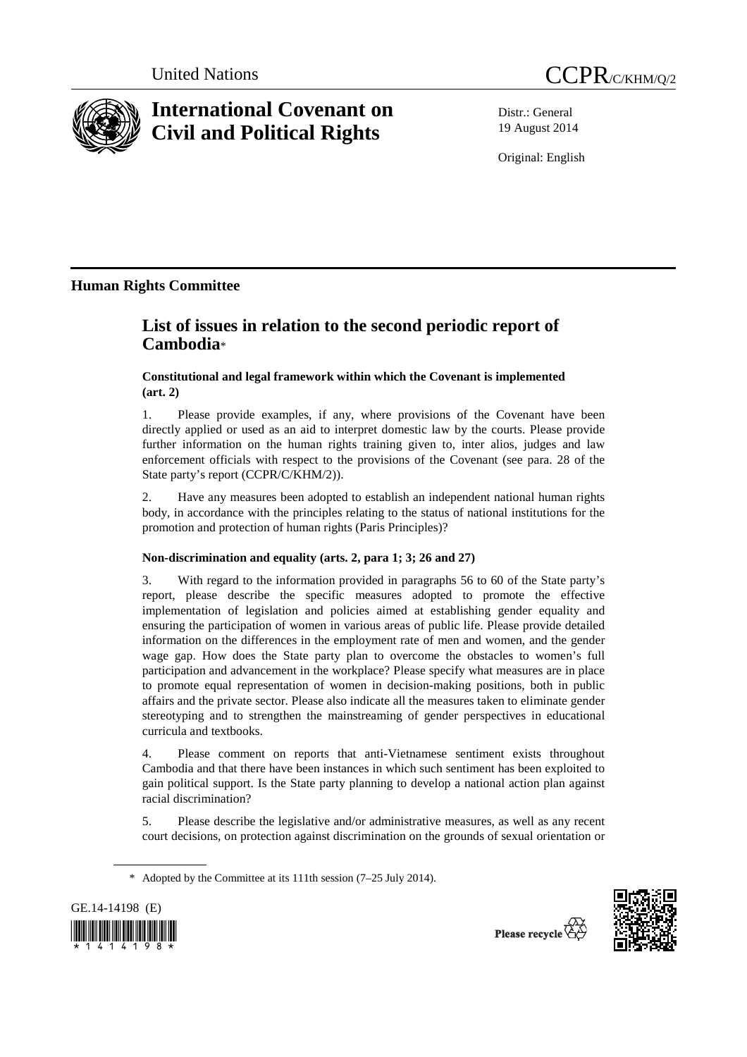United Nations

CCPR/C/KHM/Q/2

# International Covenant on Civil and Political Rights

Distr.: General
19 August 2014

Original: English

## Human Rights Committee

# List of issues in relation to the second periodic report of Cambodia*

### Constitutional and legal framework within which the Covenant is implemented (art. 2)

1. Please provide examples, if any, where provisions of the Covenant have been directly applied or used as an aid to interpret domestic law by the courts. Please provide further information on the human rights training given to, inter alios, judges and law enforcement officials with respect to the provisions of the Covenant (see para. 28 of the State party's report (CCPR/C/KHM/2)).

2. Have any measures been adopted to establish an independent national human rights body, in accordance with the principles relating to the status of national institutions for the promotion and protection of human rights (Paris Principles)?

### Non-discrimination and equality (arts. 2, para 1; 3; 26 and 27)

3. With regard to the information provided in paragraphs 56 to 60 of the State party's report, please describe the specific measures adopted to promote the effective implementation of legislation and policies aimed at establishing gender equality and ensuring the participation of women in various areas of public life. Please provide detailed information on the differences in the employment rate of men and women, and the gender wage gap. How does the State party plan to overcome the obstacles to women's full participation and advancement in the workplace? Please specify what measures are in place to promote equal representation of women in decision-making positions, both in public affairs and the private sector. Please also indicate all the measures taken to eliminate gender stereotyping and to strengthen the mainstreaming of gender perspectives in educational curricula and textbooks.

4. Please comment on reports that anti-Vietnamese sentiment exists throughout Cambodia and that there have been instances in which such sentiment has been exploited to gain political support. Is the State party planning to develop a national action plan against racial discrimination?

5. Please describe the legislative and/or administrative measures, as well as any recent court decisions, on protection against discrimination on the grounds of sexual orientation or

\* Adopted by the Committee at its 111th session (7–25 July 2014).

GE.14-14198 (E)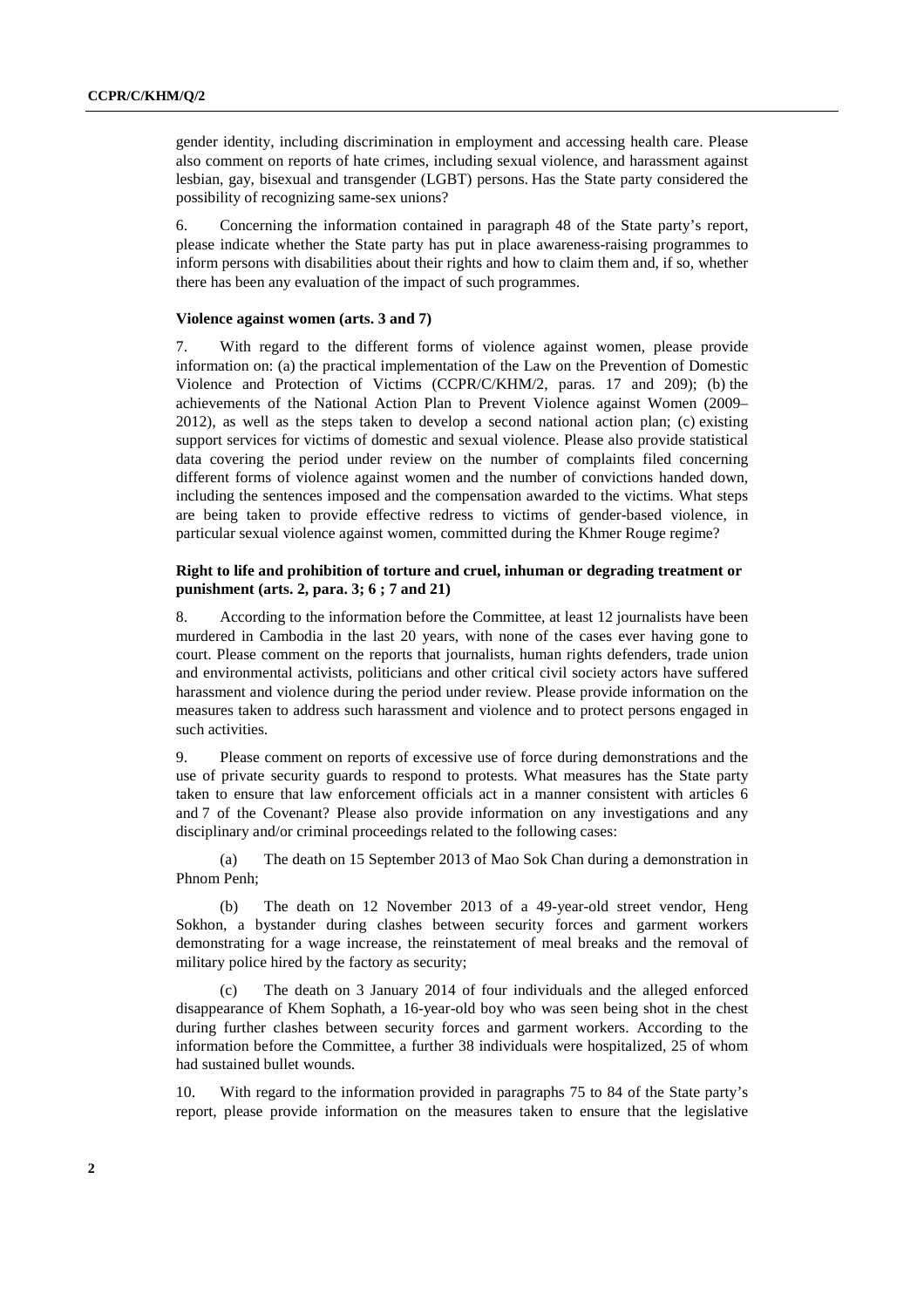gender identity, including discrimination in employment and accessing health care. Please also comment on reports of hate crimes, including sexual violence, and harassment against lesbian, gay, bisexual and transgender (LGBT) persons. Has the State party considered the possibility of recognizing same-sex unions?

6. Concerning the information contained in paragraph 48 of the State party's report, please indicate whether the State party has put in place awareness-raising programmes to inform persons with disabilities about their rights and how to claim them and, if so, whether there has been any evaluation of the impact of such programmes.

**Violence against women (arts. 3 and 7)**

7. With regard to the different forms of violence against women, please provide information on: (a) the practical implementation of the Law on the Prevention of Domestic Violence and Protection of Victims (CCPR/C/KHM/2, paras. 17 and 209); (b) the achievements of the National Action Plan to Prevent Violence against Women (2009–2012), as well as the steps taken to develop a second national action plan; (c) existing support services for victims of domestic and sexual violence. Please also provide statistical data covering the period under review on the number of complaints filed concerning different forms of violence against women and the number of convictions handed down, including the sentences imposed and the compensation awarded to the victims. What steps are being taken to provide effective redress to victims of gender-based violence, in particular sexual violence against women, committed during the Khmer Rouge regime?

**Right to life and prohibition of torture and cruel, inhuman or degrading treatment or punishment (arts. 2, para. 3; 6 ; 7 and 21)**

8. According to the information before the Committee, at least 12 journalists have been murdered in Cambodia in the last 20 years, with none of the cases ever having gone to court. Please comment on the reports that journalists, human rights defenders, trade union and environmental activists, politicians and other critical civil society actors have suffered harassment and violence during the period under review. Please provide information on the measures taken to address such harassment and violence and to protect persons engaged in such activities.

9. Please comment on reports of excessive use of force during demonstrations and the use of private security guards to respond to protests. What measures has the State party taken to ensure that law enforcement officials act in a manner consistent with articles 6 and 7 of the Covenant? Please also provide information on any investigations and any disciplinary and/or criminal proceedings related to the following cases:

(a) The death on 15 September 2013 of Mao Sok Chan during a demonstration in Phnom Penh;

(b) The death on 12 November 2013 of a 49-year-old street vendor, Heng Sokhon, a bystander during clashes between security forces and garment workers demonstrating for a wage increase, the reinstatement of meal breaks and the removal of military police hired by the factory as security;

(c) The death on 3 January 2014 of four individuals and the alleged enforced disappearance of Khem Sophath, a 16-year-old boy who was seen being shot in the chest during further clashes between security forces and garment workers. According to the information before the Committee, a further 38 individuals were hospitalized, 25 of whom had sustained bullet wounds.

10. With regard to the information provided in paragraphs 75 to 84 of the State party's report, please provide information on the measures taken to ensure that the legislative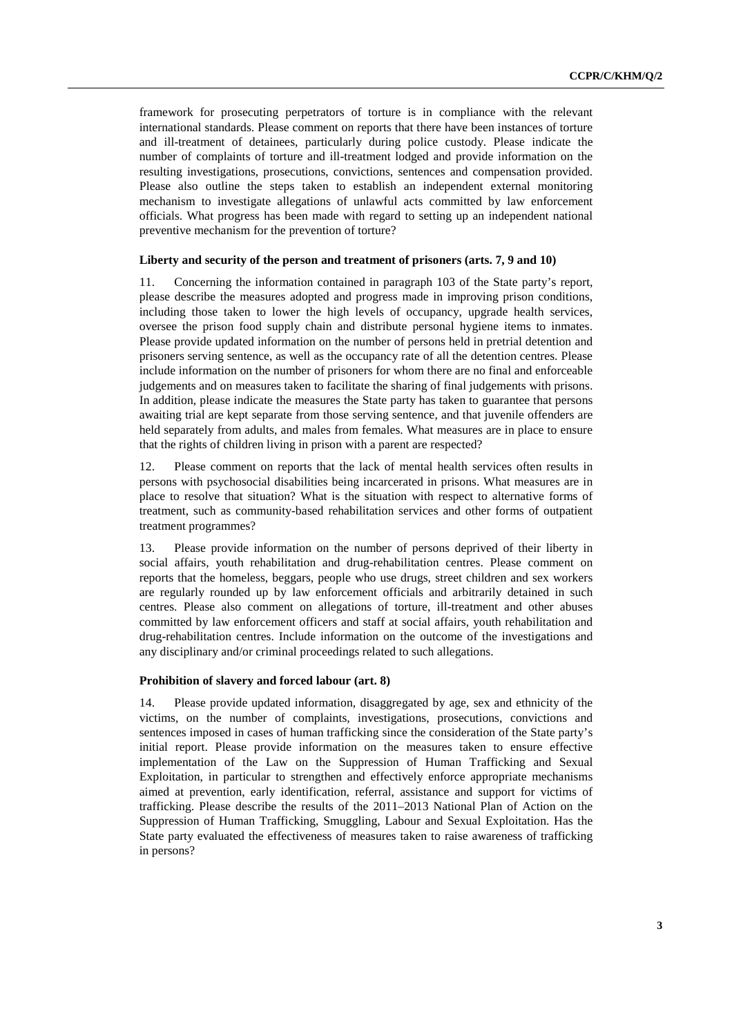framework for prosecuting perpetrators of torture is in compliance with the relevant international standards. Please comment on reports that there have been instances of torture and ill-treatment of detainees, particularly during police custody. Please indicate the number of complaints of torture and ill-treatment lodged and provide information on the resulting investigations, prosecutions, convictions, sentences and compensation provided. Please also outline the steps taken to establish an independent external monitoring mechanism to investigate allegations of unlawful acts committed by law enforcement officials. What progress has been made with regard to setting up an independent national preventive mechanism for the prevention of torture?

### Liberty and security of the person and treatment of prisoners (arts. 7, 9 and 10)

11. Concerning the information contained in paragraph 103 of the State party's report, please describe the measures adopted and progress made in improving prison conditions, including those taken to lower the high levels of occupancy, upgrade health services, oversee the prison food supply chain and distribute personal hygiene items to inmates. Please provide updated information on the number of persons held in pretrial detention and prisoners serving sentence, as well as the occupancy rate of all the detention centres. Please include information on the number of prisoners for whom there are no final and enforceable judgements and on measures taken to facilitate the sharing of final judgements with prisons. In addition, please indicate the measures the State party has taken to guarantee that persons awaiting trial are kept separate from those serving sentence, and that juvenile offenders are held separately from adults, and males from females. What measures are in place to ensure that the rights of children living in prison with a parent are respected?

12. Please comment on reports that the lack of mental health services often results in persons with psychosocial disabilities being incarcerated in prisons. What measures are in place to resolve that situation? What is the situation with respect to alternative forms of treatment, such as community-based rehabilitation services and other forms of outpatient treatment programmes?

13. Please provide information on the number of persons deprived of their liberty in social affairs, youth rehabilitation and drug-rehabilitation centres. Please comment on reports that the homeless, beggars, people who use drugs, street children and sex workers are regularly rounded up by law enforcement officials and arbitrarily detained in such centres. Please also comment on allegations of torture, ill-treatment and other abuses committed by law enforcement officers and staff at social affairs, youth rehabilitation and drug-rehabilitation centres. Include information on the outcome of the investigations and any disciplinary and/or criminal proceedings related to such allegations.

### Prohibition of slavery and forced labour (art. 8)

14. Please provide updated information, disaggregated by age, sex and ethnicity of the victims, on the number of complaints, investigations, prosecutions, convictions and sentences imposed in cases of human trafficking since the consideration of the State party's initial report. Please provide information on the measures taken to ensure effective implementation of the Law on the Suppression of Human Trafficking and Sexual Exploitation, in particular to strengthen and effectively enforce appropriate mechanisms aimed at prevention, early identification, referral, assistance and support for victims of trafficking. Please describe the results of the 2011–2013 National Plan of Action on the Suppression of Human Trafficking, Smuggling, Labour and Sexual Exploitation. Has the State party evaluated the effectiveness of measures taken to raise awareness of trafficking in persons?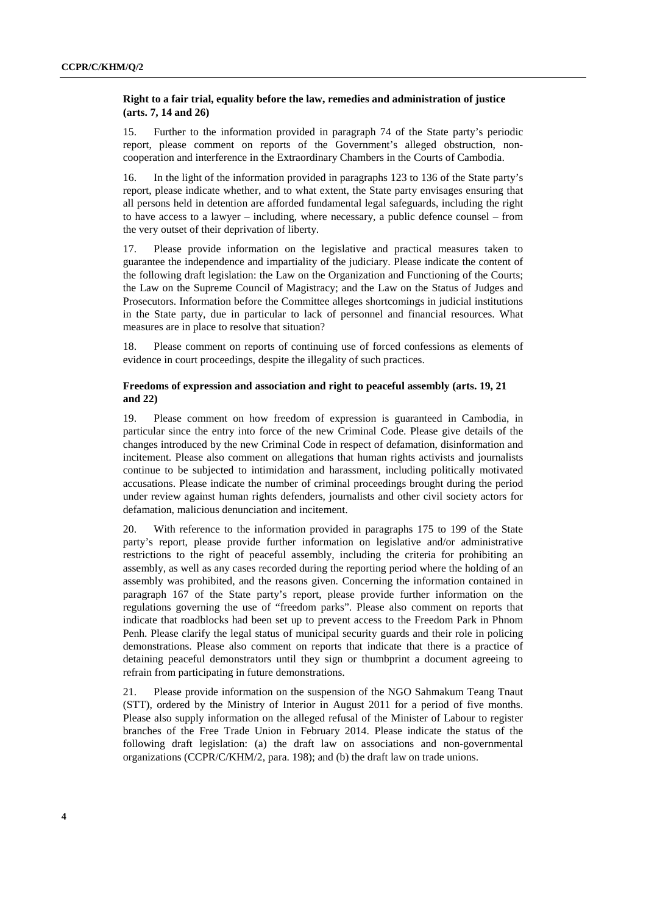### Right to a fair trial, equality before the law, remedies and administration of justice (arts. 7, 14 and 26)

15. Further to the information provided in paragraph 74 of the State party's periodic report, please comment on reports of the Government's alleged obstruction, non-cooperation and interference in the Extraordinary Chambers in the Courts of Cambodia.

16. In the light of the information provided in paragraphs 123 to 136 of the State party's report, please indicate whether, and to what extent, the State party envisages ensuring that all persons held in detention are afforded fundamental legal safeguards, including the right to have access to a lawyer – including, where necessary, a public defence counsel – from the very outset of their deprivation of liberty.

17. Please provide information on the legislative and practical measures taken to guarantee the independence and impartiality of the judiciary. Please indicate the content of the following draft legislation: the Law on the Organization and Functioning of the Courts; the Law on the Supreme Council of Magistracy; and the Law on the Status of Judges and Prosecutors. Information before the Committee alleges shortcomings in judicial institutions in the State party, due in particular to lack of personnel and financial resources. What measures are in place to resolve that situation?

18. Please comment on reports of continuing use of forced confessions as elements of evidence in court proceedings, despite the illegality of such practices.

### Freedoms of expression and association and right to peaceful assembly (arts. 19, 21 and 22)

19. Please comment on how freedom of expression is guaranteed in Cambodia, in particular since the entry into force of the new Criminal Code. Please give details of the changes introduced by the new Criminal Code in respect of defamation, disinformation and incitement. Please also comment on allegations that human rights activists and journalists continue to be subjected to intimidation and harassment, including politically motivated accusations. Please indicate the number of criminal proceedings brought during the period under review against human rights defenders, journalists and other civil society actors for defamation, malicious denunciation and incitement.

20. With reference to the information provided in paragraphs 175 to 199 of the State party's report, please provide further information on legislative and/or administrative restrictions to the right of peaceful assembly, including the criteria for prohibiting an assembly, as well as any cases recorded during the reporting period where the holding of an assembly was prohibited, and the reasons given. Concerning the information contained in paragraph 167 of the State party's report, please provide further information on the regulations governing the use of "freedom parks". Please also comment on reports that indicate that roadblocks had been set up to prevent access to the Freedom Park in Phnom Penh. Please clarify the legal status of municipal security guards and their role in policing demonstrations. Please also comment on reports that indicate that there is a practice of detaining peaceful demonstrators until they sign or thumbprint a document agreeing to refrain from participating in future demonstrations.

21. Please provide information on the suspension of the NGO Sahmakum Teang Tnaut (STT), ordered by the Ministry of Interior in August 2011 for a period of five months. Please also supply information on the alleged refusal of the Minister of Labour to register branches of the Free Trade Union in February 2014. Please indicate the status of the following draft legislation: (a) the draft law on associations and non-governmental organizations (CCPR/C/KHM/2, para. 198); and (b) the draft law on trade unions.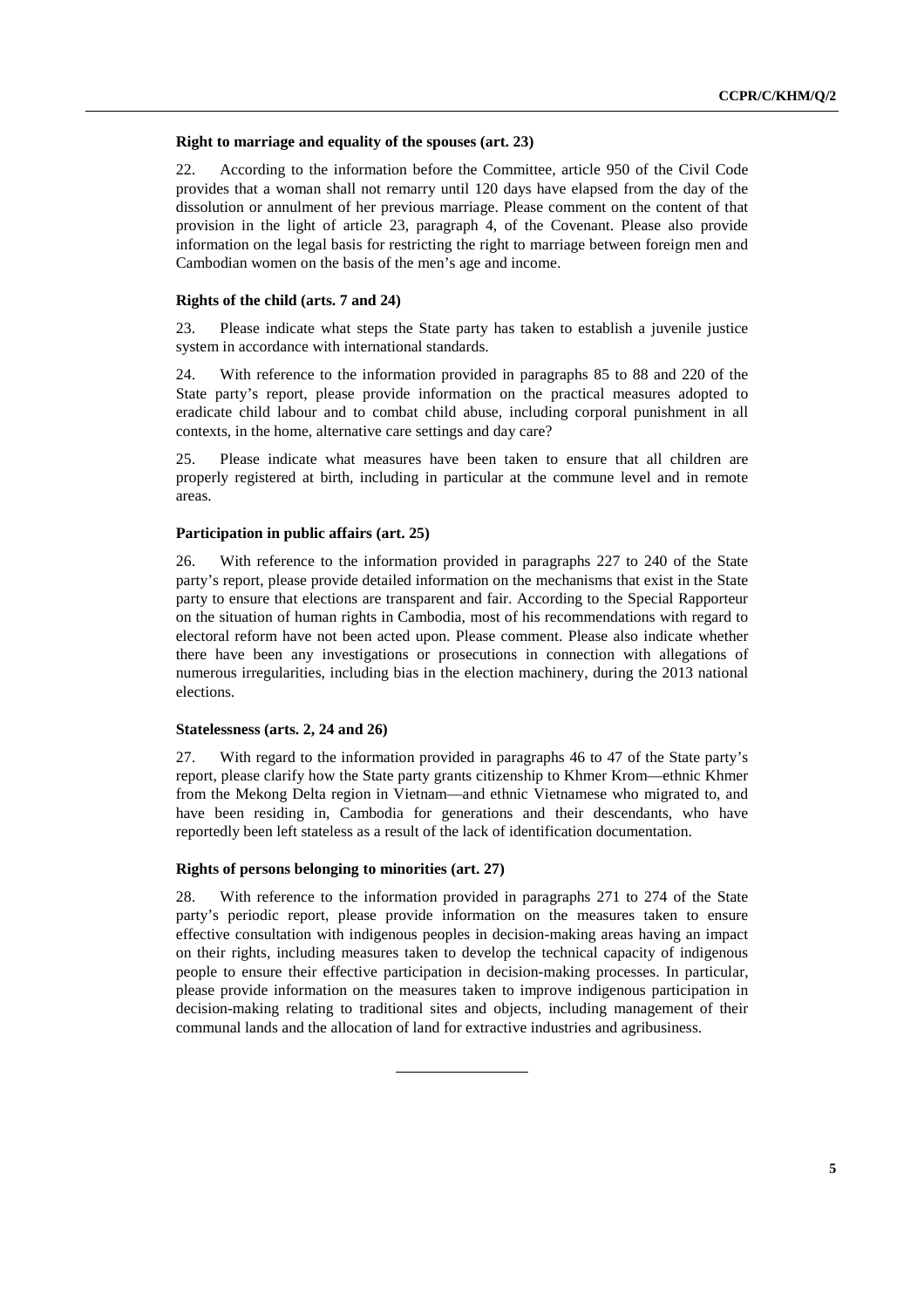### Right to marriage and equality of the spouses (art. 23)

22. According to the information before the Committee, article 950 of the Civil Code provides that a woman shall not remarry until 120 days have elapsed from the day of the dissolution or annulment of her previous marriage. Please comment on the content of that provision in the light of article 23, paragraph 4, of the Covenant. Please also provide information on the legal basis for restricting the right to marriage between foreign men and Cambodian women on the basis of the men's age and income.

### Rights of the child (arts. 7 and 24)

23. Please indicate what steps the State party has taken to establish a juvenile justice system in accordance with international standards.

24. With reference to the information provided in paragraphs 85 to 88 and 220 of the State party's report, please provide information on the practical measures adopted to eradicate child labour and to combat child abuse, including corporal punishment in all contexts, in the home, alternative care settings and day care?

25. Please indicate what measures have been taken to ensure that all children are properly registered at birth, including in particular at the commune level and in remote areas.

### Participation in public affairs (art. 25)

26. With reference to the information provided in paragraphs 227 to 240 of the State party's report, please provide detailed information on the mechanisms that exist in the State party to ensure that elections are transparent and fair. According to the Special Rapporteur on the situation of human rights in Cambodia, most of his recommendations with regard to electoral reform have not been acted upon. Please comment. Please also indicate whether there have been any investigations or prosecutions in connection with allegations of numerous irregularities, including bias in the election machinery, during the 2013 national elections.

### Statelessness (arts. 2, 24 and 26)

27. With regard to the information provided in paragraphs 46 to 47 of the State party's report, please clarify how the State party grants citizenship to Khmer Krom—ethnic Khmer from the Mekong Delta region in Vietnam—and ethnic Vietnamese who migrated to, and have been residing in, Cambodia for generations and their descendants, who have reportedly been left stateless as a result of the lack of identification documentation.

### Rights of persons belonging to minorities (art. 27)

28. With reference to the information provided in paragraphs 271 to 274 of the State party's periodic report, please provide information on the measures taken to ensure effective consultation with indigenous peoples in decision-making areas having an impact on their rights, including measures taken to develop the technical capacity of indigenous people to ensure their effective participation in decision-making processes. In particular, please provide information on the measures taken to improve indigenous participation in decision-making relating to traditional sites and objects, including management of their communal lands and the allocation of land for extractive industries and agribusiness.